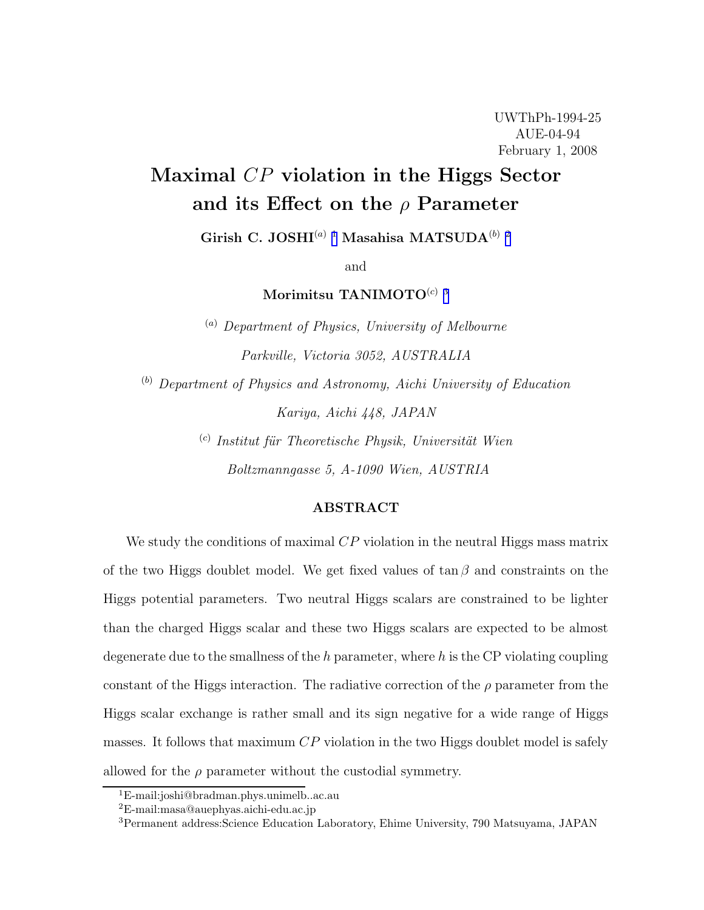UWThPh-1994-25
AUE-04-94
February 1, 2008

# Maximal $CP$ violation in the Higgs Sector and its Effect on the $\rho$ Parameter

**Girish C. JOSHI**[(a)] [1] **Masahisa MATSUDA**[(b)] [2]

and

**Morimitsu TANIMOTO**[(c)] [3]

[(a)] *Department of Physics, University of Melbourne*

*Parkville, Victoria 3052, AUSTRALIA*

[(b)] *Department of Physics and Astronomy, Aichi University of Education*

*Kariya, Aichi 448, JAPAN*

[(c)] *Institut für Theoretische Physik, Universität Wien*

*Boltzmanngasse 5, A-1090 Wien, AUSTRIA*

## ABSTRACT

We study the conditions of maximal $CP$ violation in the neutral Higgs mass matrix of the two Higgs doublet model. We get fixed values of $\tan\beta$ and constraints on the Higgs potential parameters. Two neutral Higgs scalars are constrained to be lighter than the charged Higgs scalar and these two Higgs scalars are expected to be almost degenerate due to the smallness of the $h$ parameter, where $h$ is the CP violating coupling constant of the Higgs interaction. The radiative correction of the $\rho$ parameter from the Higgs scalar exchange is rather small and its sign negative for a wide range of Higgs masses. It follows that maximum $CP$ violation in the two Higgs doublet model is safely allowed for the $\rho$ parameter without the custodial symmetry.

[1] E-mail:joshi@bradman.phys.unimelb..ac.au
[2] E-mail:masa@auephyas.aichi-edu.ac.jp
[3] Permanent address:Science Education Laboratory, Ehime University, 790 Matsuyama, JAPAN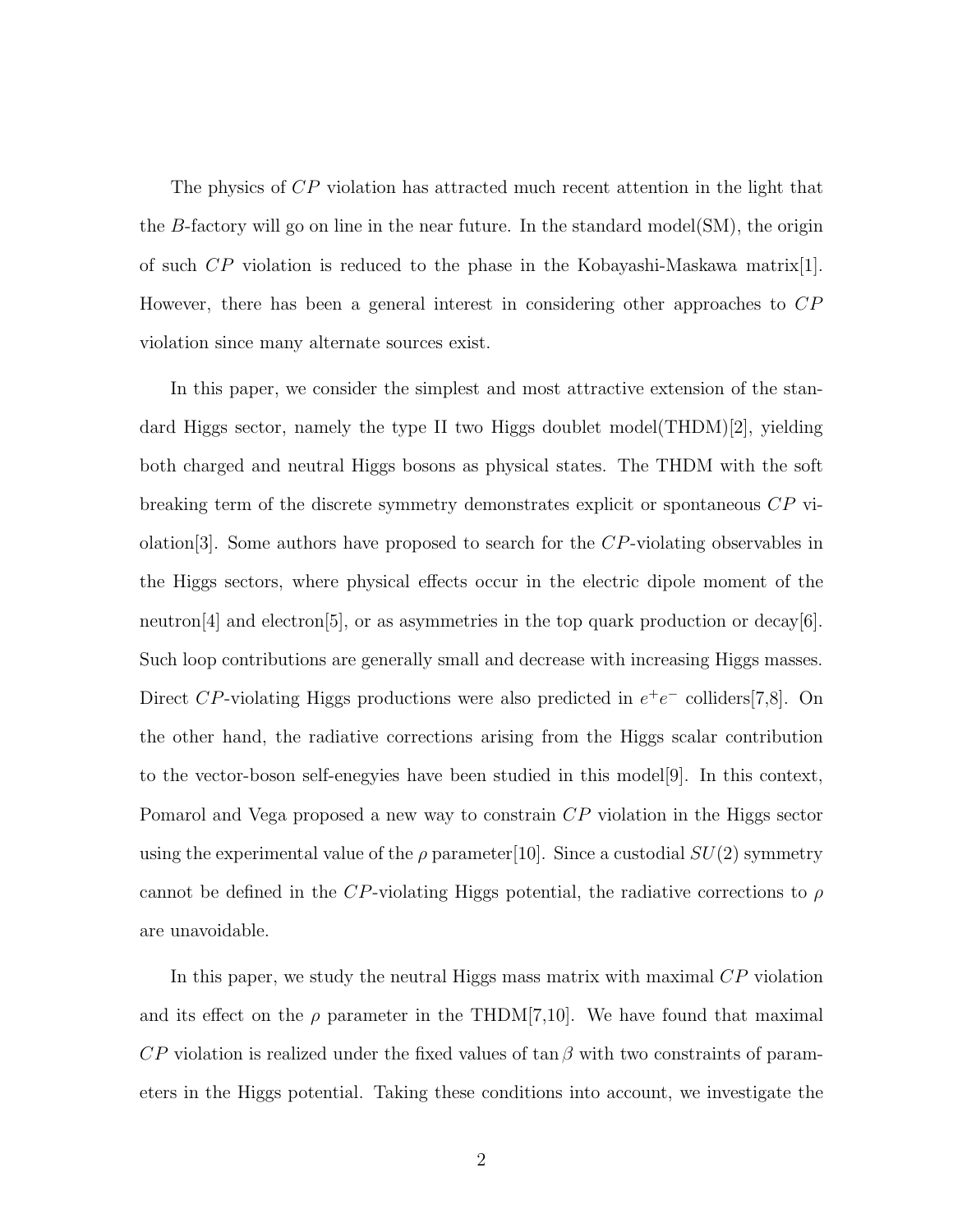The physics of $CP$ violation has attracted much recent attention in the light that the $B$-factory will go on line in the near future. In the standard model(SM), the origin of such $CP$ violation is reduced to the phase in the Kobayashi-Maskawa matrix[1]. However, there has been a general interest in considering other approaches to $CP$ violation since many alternate sources exist.

In this paper, we consider the simplest and most attractive extension of the standard Higgs sector, namely the type II two Higgs doublet model(THDM)[2], yielding both charged and neutral Higgs bosons as physical states. The THDM with the soft breaking term of the discrete symmetry demonstrates explicit or spontaneous $CP$ violation[3]. Some authors have proposed to search for the $CP$-violating observables in the Higgs sectors, where physical effects occur in the electric dipole moment of the neutron[4] and electron[5], or as asymmetries in the top quark production or decay[6]. Such loop contributions are generally small and decrease with increasing Higgs masses. Direct $CP$-violating Higgs productions were also predicted in $e^+e^-$ colliders[7,8]. On the other hand, the radiative corrections arising from the Higgs scalar contribution to the vector-boson self-enegyies have been studied in this model[9]. In this context, Pomarol and Vega proposed a new way to constrain $CP$ violation in the Higgs sector using the experimental value of the $\rho$ parameter[10]. Since a custodial $SU(2)$ symmetry cannot be defined in the $CP$-violating Higgs potential, the radiative corrections to $\rho$ are unavoidable.

In this paper, we study the neutral Higgs mass matrix with maximal $CP$ violation and its effect on the $\rho$ parameter in the THDM[7,10]. We have found that maximal $CP$ violation is realized under the fixed values of $\tan\beta$ with two constraints of parameters in the Higgs potential. Taking these conditions into account, we investigate the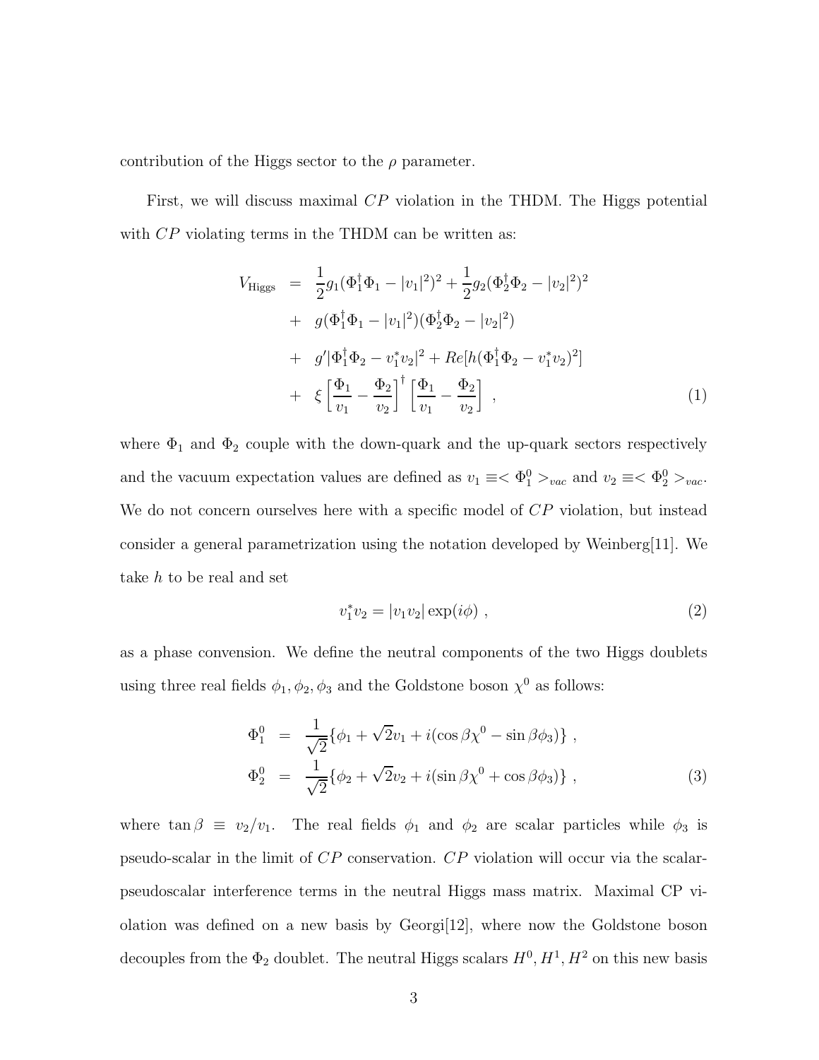contribution of the Higgs sector to the $\rho$ parameter.

First, we will discuss maximal $CP$ violation in the THDM. The Higgs potential with $CP$ violating terms in the THDM can be written as:

$$
\begin{aligned}
V_{\rm Higgs} &= \frac{1}{2}g_1(\Phi_1^\dagger\Phi_1 - |v_1|^2)^2 + \frac{1}{2}g_2(\Phi_2^\dagger\Phi_2 - |v_2|^2)^2 \\
&+ g(\Phi_1^\dagger\Phi_1 - |v_1|^2)(\Phi_2^\dagger\Phi_2 - |v_2|^2) \\
&+ g'|\Phi_1^\dagger\Phi_2 - v_1^* v_2|^2 + Re[h(\Phi_1^\dagger\Phi_2 - v_1^* v_2)^2] \\
&+ \xi\left[\frac{\Phi_1}{v_1} - \frac{\Phi_2}{v_2}\right]^\dagger \left[\frac{\Phi_1}{v_1} - \frac{\Phi_2}{v_2}\right] \; , \qquad (1)
\end{aligned}
$$

where $\Phi_1$ and $\Phi_2$ couple with the down-quark and the up-quark sectors respectively and the vacuum expectation values are defined as $v_1 \equiv <\Phi_1^0>_{vac}$ and $v_2 \equiv <\Phi_2^0>_{vac}$. We do not concern ourselves here with a specific model of $CP$ violation, but instead consider a general parametrization using the notation developed by Weinberg[11]. We take $h$ to be real and set

$$
v_1^* v_2 = |v_1 v_2| \exp(i\phi) \; , \qquad (2)
$$

as a phase convension. We define the neutral components of the two Higgs doublets using three real fields $\phi_1, \phi_2, \phi_3$ and the Goldstone boson $\chi^0$ as follows:

$$
\begin{aligned}
\Phi_1^0 &= \frac{1}{\sqrt{2}}\{\phi_1 + \sqrt{2}v_1 + i(\cos\beta\chi^0 - \sin\beta\phi_3)\} \; , \\
\Phi_2^0 &= \frac{1}{\sqrt{2}}\{\phi_2 + \sqrt{2}v_2 + i(\sin\beta\chi^0 + \cos\beta\phi_3)\} \; , \qquad (3)
\end{aligned}
$$

where $\tan\beta \equiv v_2/v_1$. The real fields $\phi_1$ and $\phi_2$ are scalar particles while $\phi_3$ is pseudo-scalar in the limit of $CP$ conservation. $CP$ violation will occur via the scalar-pseudoscalar interference terms in the neutral Higgs mass matrix. Maximal CP violation was defined on a new basis by Georgi[12], where now the Goldstone boson decouples from the $\Phi_2$ doublet. The neutral Higgs scalars $H^0, H^1, H^2$ on this new basis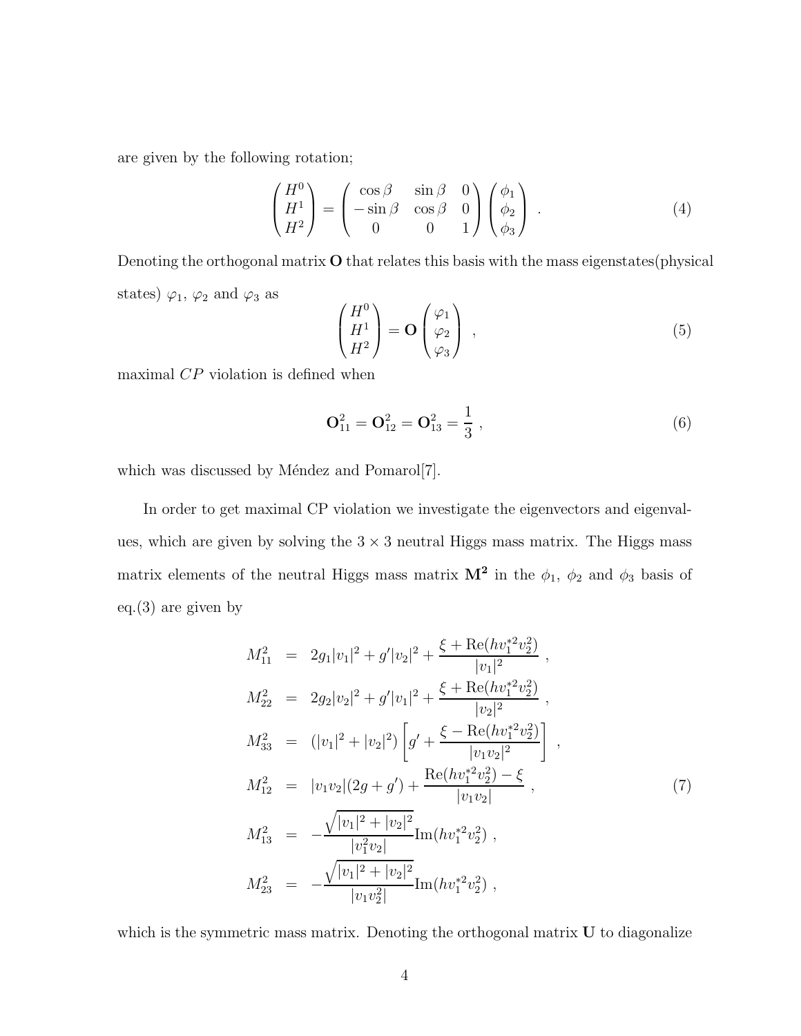are given by the following rotation;

$$
\begin{pmatrix} H^0 \\ H^1 \\ H^2 \end{pmatrix} = \begin{pmatrix} \cos\beta & \sin\beta & 0 \\ -\sin\beta & \cos\beta & 0 \\ 0 & 0 & 1 \end{pmatrix} \begin{pmatrix} \phi_1 \\ \phi_2 \\ \phi_3 \end{pmatrix} . \tag{4}
$$

Denoting the orthogonal matrix $\mathbf{O}$ that relates this basis with the mass eigenstates(physical states) $\varphi_1$, $\varphi_2$ and $\varphi_3$ as

$$
\begin{pmatrix} H^0 \\ H^1 \\ H^2 \end{pmatrix} = \mathbf{O} \begin{pmatrix} \varphi_1 \\ \varphi_2 \\ \varphi_3 \end{pmatrix} , \tag{5}
$$

maximal $CP$ violation is defined when

$$
\mathbf{O}_{11}^2 = \mathbf{O}_{12}^2 = \mathbf{O}_{13}^2 = \frac{1}{3} , \tag{6}
$$

which was discussed by Méndez and Pomarol[7].

In order to get maximal CP violation we investigate the eigenvectors and eigenvalues, which are given by solving the $3 \times 3$ neutral Higgs mass matrix. The Higgs mass matrix elements of the neutral Higgs mass matrix $\mathbf{M^2}$ in the $\phi_1$, $\phi_2$ and $\phi_3$ basis of eq.(3) are given by

$$
\begin{aligned}
M_{11}^2 &= 2g_1|v_1|^2 + g'|v_2|^2 + \frac{\xi + \mathrm{Re}(hv_1^{*2}v_2^2)}{|v_1|^2} , \\
M_{22}^2 &= 2g_2|v_2|^2 + g'|v_1|^2 + \frac{\xi + \mathrm{Re}(hv_1^{*2}v_2^2)}{|v_2|^2} , \\
M_{33}^2 &= (|v_1|^2 + |v_2|^2)\left[g' + \frac{\xi - \mathrm{Re}(hv_1^{*2}v_2^2)}{|v_1v_2|^2}\right] , \\
M_{12}^2 &= |v_1v_2|(2g + g') + \frac{\mathrm{Re}(hv_1^{*2}v_2^2) - \xi}{|v_1v_2|} , \\
M_{13}^2 &= -\frac{\sqrt{|v_1|^2 + |v_2|^2}}{|v_1^2v_2|}\mathrm{Im}(hv_1^{*2}v_2^2) , \\
M_{23}^2 &= -\frac{\sqrt{|v_1|^2 + |v_2|^2}}{|v_1v_2^2|}\mathrm{Im}(hv_1^{*2}v_2^2) ,
\end{aligned} \tag{7}
$$

which is the symmetric mass matrix. Denoting the orthogonal matrix $\mathbf{U}$ to diagonalize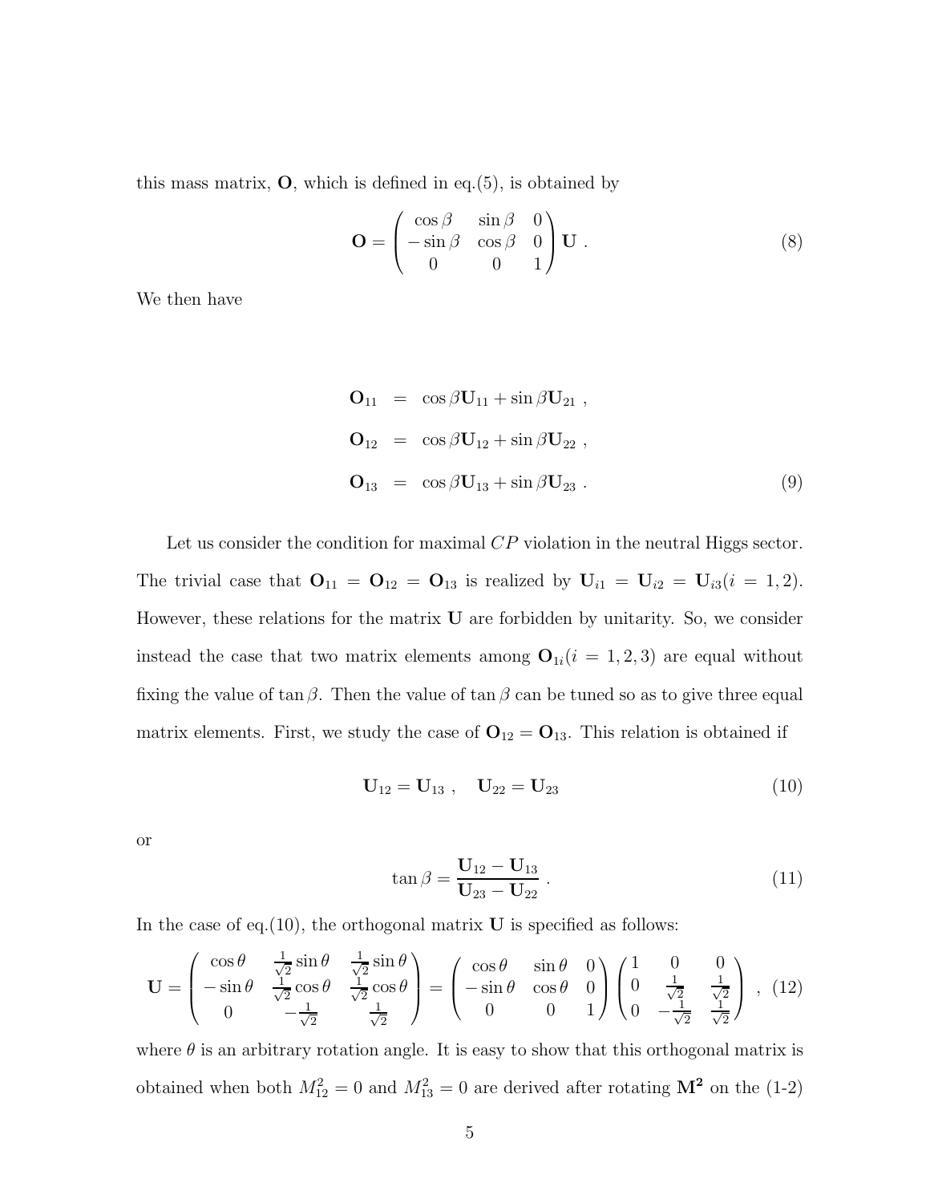this mass matrix, $\mathbf{O}$, which is defined in eq.(5), is obtained by

$$\mathbf{O} = \begin{pmatrix} \cos\beta & \sin\beta & 0 \\ -\sin\beta & \cos\beta & 0 \\ 0 & 0 & 1 \end{pmatrix} \mathbf{U} \ . \tag{8}$$

We then have

$$\begin{aligned} \mathbf{O}_{11} &= \cos\beta \mathbf{U}_{11} + \sin\beta \mathbf{U}_{21} \ , \\ \mathbf{O}_{12} &= \cos\beta \mathbf{U}_{12} + \sin\beta \mathbf{U}_{22} \ , \\ \mathbf{O}_{13} &= \cos\beta \mathbf{U}_{13} + \sin\beta \mathbf{U}_{23} \ . \end{aligned} \tag{9}$$

Let us consider the condition for maximal $CP$ violation in the neutral Higgs sector. The trivial case that $\mathbf{O}_{11} = \mathbf{O}_{12} = \mathbf{O}_{13}$ is realized by $\mathbf{U}_{i1} = \mathbf{U}_{i2} = \mathbf{U}_{i3} (i = 1, 2)$. However, these relations for the matrix $\mathbf{U}$ are forbidden by unitarity. So, we consider instead the case that two matrix elements among $\mathbf{O}_{1i} (i = 1, 2, 3)$ are equal without fixing the value of $\tan\beta$. Then the value of $\tan\beta$ can be tuned so as to give three equal matrix elements. First, we study the case of $\mathbf{O}_{12} = \mathbf{O}_{13}$. This relation is obtained if

$$\mathbf{U}_{12} = \mathbf{U}_{13} \ , \quad \mathbf{U}_{22} = \mathbf{U}_{23} \tag{10}$$

or

$$\tan\beta = \frac{\mathbf{U}_{12} - \mathbf{U}_{13}}{\mathbf{U}_{23} - \mathbf{U}_{22}} \ . \tag{11}$$

In the case of eq.(10), the orthogonal matrix $\mathbf{U}$ is specified as follows:

$$\mathbf{U} = \begin{pmatrix} \cos\theta & \frac{1}{\sqrt{2}}\sin\theta & \frac{1}{\sqrt{2}}\sin\theta \\ -\sin\theta & \frac{1}{\sqrt{2}}\cos\theta & \frac{1}{\sqrt{2}}\cos\theta \\ 0 & -\frac{1}{\sqrt{2}} & \frac{1}{\sqrt{2}} \end{pmatrix} = \begin{pmatrix} \cos\theta & \sin\theta & 0 \\ -\sin\theta & \cos\theta & 0 \\ 0 & 0 & 1 \end{pmatrix} \begin{pmatrix} 1 & 0 & 0 \\ 0 & \frac{1}{\sqrt{2}} & \frac{1}{\sqrt{2}} \\ 0 & -\frac{1}{\sqrt{2}} & \frac{1}{\sqrt{2}} \end{pmatrix} \ , \tag{12}$$

where $\theta$ is an arbitrary rotation angle. It is easy to show that this orthogonal matrix is obtained when both $M^2_{12} = 0$ and $M^2_{13} = 0$ are derived after rotating $\mathbf{M^2}$ on the (1-2)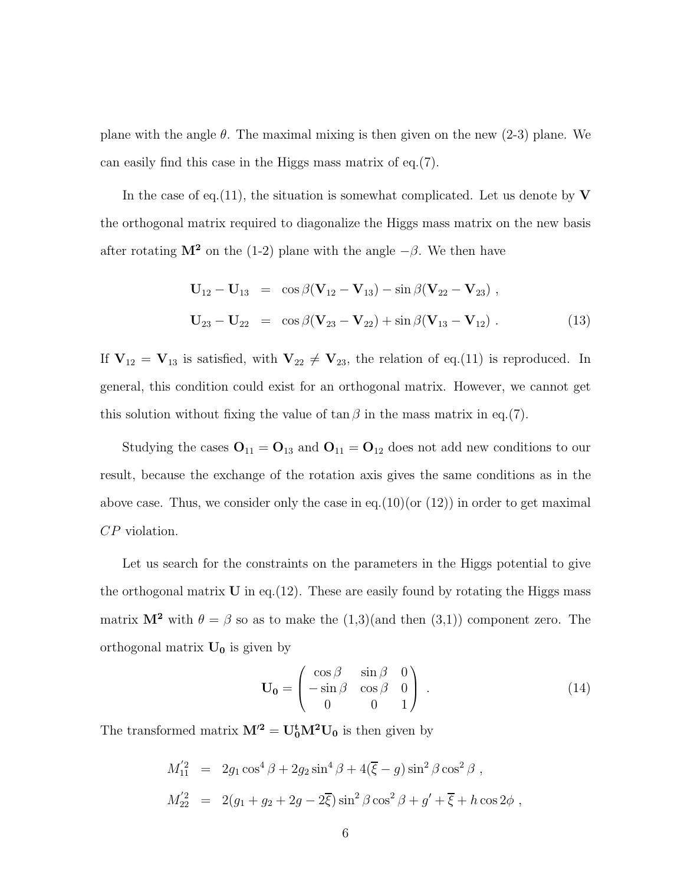plane with the angle $\theta$. The maximal mixing is then given on the new (2-3) plane. We can easily find this case in the Higgs mass matrix of eq.(7).

In the case of eq.(11), the situation is somewhat complicated. Let us denote by $\mathbf{V}$ the orthogonal matrix required to diagonalize the Higgs mass matrix on the new basis after rotating $\mathbf{M^2}$ on the (1-2) plane with the angle $-\beta$. We then have

$$
\begin{aligned}
\mathbf{U}_{12} - \mathbf{U}_{13} &= \cos\beta(\mathbf{V}_{12} - \mathbf{V}_{13}) - \sin\beta(\mathbf{V}_{22} - \mathbf{V}_{23}) \ , \\
\mathbf{U}_{23} - \mathbf{U}_{22} &= \cos\beta(\mathbf{V}_{23} - \mathbf{V}_{22}) + \sin\beta(\mathbf{V}_{13} - \mathbf{V}_{12}) \ .
\end{aligned}
\tag{13}
$$

If $\mathbf{V}_{12} = \mathbf{V}_{13}$ is satisfied, with $\mathbf{V}_{22} \neq \mathbf{V}_{23}$, the relation of eq.(11) is reproduced. In general, this condition could exist for an orthogonal matrix. However, we cannot get this solution without fixing the value of $\tan\beta$ in the mass matrix in eq.(7).

Studying the cases $\mathbf{O}_{11} = \mathbf{O}_{13}$ and $\mathbf{O}_{11} = \mathbf{O}_{12}$ does not add new conditions to our result, because the exchange of the rotation axis gives the same conditions as in the above case. Thus, we consider only the case in eq.(10)(or (12)) in order to get maximal $CP$ violation.

Let us search for the constraints on the parameters in the Higgs potential to give the orthogonal matrix $\mathbf{U}$ in eq.(12). These are easily found by rotating the Higgs mass matrix $\mathbf{M^2}$ with $\theta = \beta$ so as to make the (1,3)(and then (3,1)) component zero. The orthogonal matrix $\mathbf{U_0}$ is given by

$$
\mathbf{U_0} = \begin{pmatrix} \cos\beta & \sin\beta & 0 \\ -\sin\beta & \cos\beta & 0 \\ 0 & 0 & 1 \end{pmatrix} \ . \tag{14}
$$

The transformed matrix $\mathbf{M'^2} = \mathbf{U_0^t M^2 U_0}$ is then given by

$$
\begin{aligned}
M'^2_{11} &= 2g_1\cos^4\beta + 2g_2\sin^4\beta + 4(\overline{\xi} - g)\sin^2\beta\cos^2\beta \ , \\
M'^2_{22} &= 2(g_1 + g_2 + 2g - 2\overline{\xi})\sin^2\beta\cos^2\beta + g' + \overline{\xi} + h\cos 2\phi \ ,
\end{aligned}
$$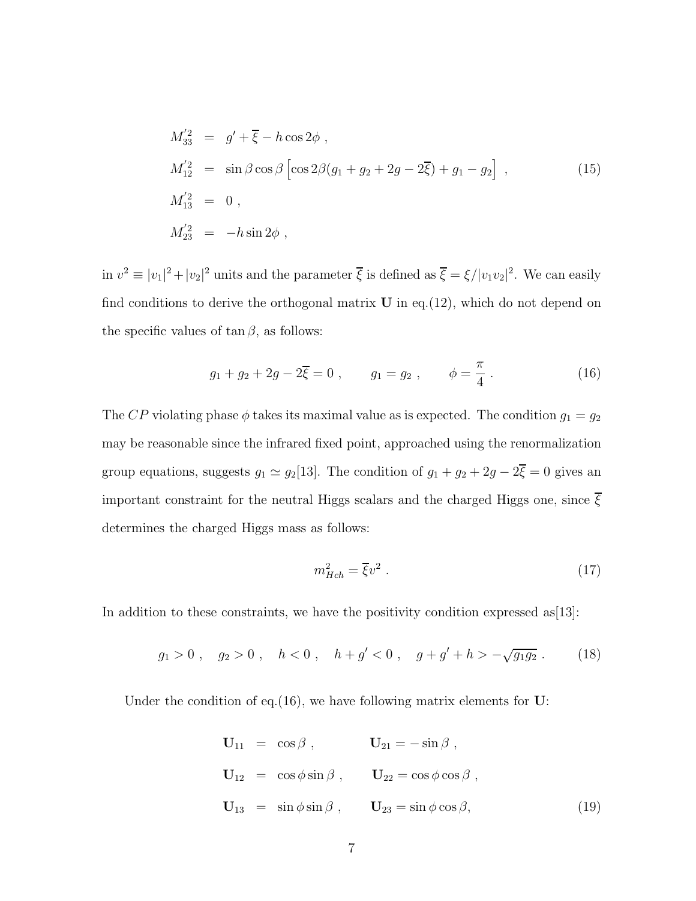$$
\begin{aligned}
M'^2_{33} &= g' + \overline{\xi} - h\cos 2\phi \ , \\
M'^2_{12} &= \sin\beta\cos\beta\left[\cos 2\beta(g_1 + g_2 + 2g - 2\overline{\xi}) + g_1 - g_2\right] \ , \\
M'^2_{13} &= 0 \ , \\
M'^2_{23} &= -h\sin 2\phi \ ,
\end{aligned}
\tag{15}
$$

in $v^2 \equiv |v_1|^2 + |v_2|^2$ units and the parameter $\overline{\xi}$ is defined as $\overline{\xi} = \xi/|v_1 v_2|^2$. We can easily find conditions to derive the orthogonal matrix $\mathbf{U}$ in eq.(12), which do not depend on the specific values of $\tan\beta$, as follows:

$$
g_1 + g_2 + 2g - 2\overline{\xi} = 0 \ , \qquad g_1 = g_2 \ , \qquad \phi = \frac{\pi}{4} \ . \tag{16}
$$

The $CP$ violating phase $\phi$ takes its maximal value as is expected. The condition $g_1 = g_2$ may be reasonable since the infrared fixed point, approached using the renormalization group equations, suggests $g_1 \simeq g_2$[13]. The condition of $g_1 + g_2 + 2g - 2\overline{\xi} = 0$ gives an important constraint for the neutral Higgs scalars and the charged Higgs one, since $\overline{\xi}$ determines the charged Higgs mass as follows:

$$
m^2_{Hch} = \overline{\xi} v^2 \ . \tag{17}
$$

In addition to these constraints, we have the positivity condition expressed as[13]:

$$
g_1 > 0 \ , \quad g_2 > 0 \ , \quad h < 0 \ , \quad h + g' < 0 \ , \quad g + g' + h > -\sqrt{g_1 g_2} \ . \tag{18}
$$

Under the condition of eq.(16), we have following matrix elements for $\mathbf{U}$:

$$
\begin{aligned}
\mathbf{U}_{11} &= \cos\beta \ , & \mathbf{U}_{21} &= -\sin\beta \ , \\
\mathbf{U}_{12} &= \cos\phi\sin\beta \ , & \mathbf{U}_{22} &= \cos\phi\cos\beta \ , \\
\mathbf{U}_{13} &= \sin\phi\sin\beta \ , & \mathbf{U}_{23} &= \sin\phi\cos\beta ,
\end{aligned}
\tag{19}
$$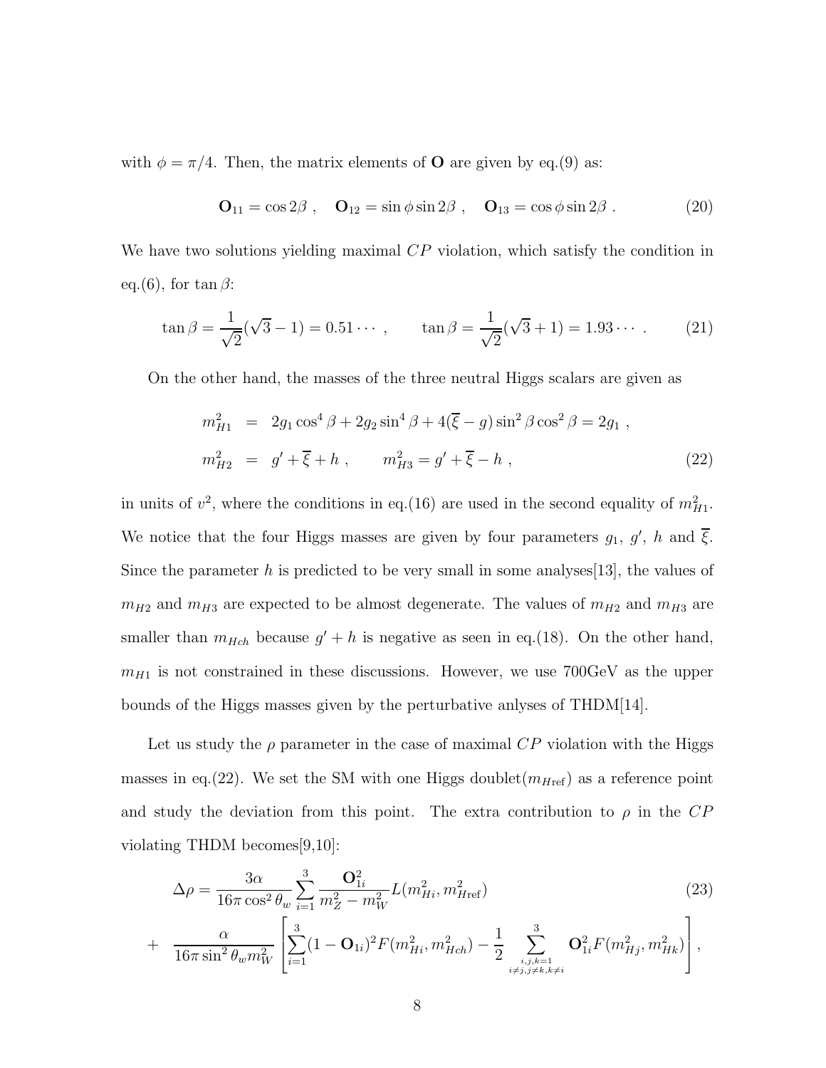with $\phi = \pi/4$. Then, the matrix elements of $\mathbf{O}$ are given by eq.(9) as:

$$\mathbf{O}_{11} = \cos 2\beta \ , \quad \mathbf{O}_{12} = \sin\phi \sin 2\beta \ , \quad \mathbf{O}_{13} = \cos\phi \sin 2\beta \ . \tag{20}$$

We have two solutions yielding maximal $CP$ violation, which satisfy the condition in eq.(6), for $\tan\beta$:

$$\tan\beta = \frac{1}{\sqrt{2}}(\sqrt{3}-1) = 0.51\cdots \ , \qquad \tan\beta = \frac{1}{\sqrt{2}}(\sqrt{3}+1) = 1.93\cdots \ . \tag{21}$$

On the other hand, the masses of the three neutral Higgs scalars are given as

$$\begin{aligned} m_{H1}^2 &= 2g_1\cos^4\beta + 2g_2\sin^4\beta + 4(\overline{\xi} - g)\sin^2\beta\cos^2\beta = 2g_1 \ , \\ m_{H2}^2 &= g' + \overline{\xi} + h \ , \qquad m_{H3}^2 = g' + \overline{\xi} - h \ , \end{aligned} \tag{22}$$

in units of $v^2$, where the conditions in eq.(16) are used in the second equality of $m_{H1}^2$. We notice that the four Higgs masses are given by four parameters $g_1$, $g'$, $h$ and $\overline{\xi}$. Since the parameter $h$ is predicted to be very small in some analyses[13], the values of $m_{H2}$ and $m_{H3}$ are expected to be almost degenerate. The values of $m_{H2}$ and $m_{H3}$ are smaller than $m_{Hch}$ because $g' + h$ is negative as seen in eq.(18). On the other hand, $m_{H1}$ is not constrained in these discussions. However, we use 700GeV as the upper bounds of the Higgs masses given by the perturbative anlyses of THDM[14].

Let us study the $\rho$ parameter in the case of maximal $CP$ violation with the Higgs masses in eq.(22). We set the SM with one Higgs doublet($m_{H\mathrm{ref}}$) as a reference point and study the deviation from this point. The extra contribution to $\rho$ in the $CP$ violating THDM becomes[9,10]:

$$\begin{aligned} \Delta\rho &= \frac{3\alpha}{16\pi\cos^2\theta_w}\sum_{i=1}^{3}\frac{\mathbf{O}_{1i}^2}{m_Z^2 - m_W^2}L(m_{Hi}^2, m_{H\mathrm{ref}}^2) \\ &+ \frac{\alpha}{16\pi\sin^2\theta_w m_W^2}\left[\sum_{i=1}^{3}(1-\mathbf{O}_{1i})^2 F(m_{Hi}^2, m_{Hch}^2) - \frac{1}{2}\sum_{\substack{i,j,k=1 \\ i\neq j, j\neq k, k\neq i}}^{3}\mathbf{O}_{1i}^2 F(m_{Hj}^2, m_{Hk}^2)\right], \end{aligned} \tag{23}$$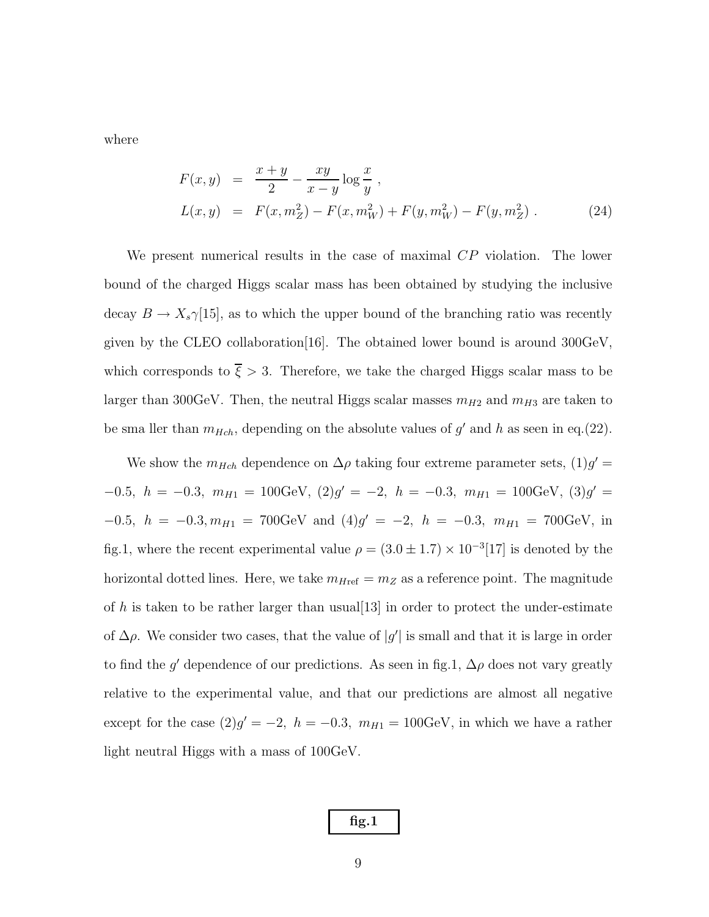where

$$
\begin{aligned}
F(x,y) &= \frac{x+y}{2} - \frac{xy}{x-y}\log\frac{x}{y} \ , \\
L(x,y) &= F(x,m_Z^2) - F(x,m_W^2) + F(y,m_W^2) - F(y,m_Z^2) \ . 
\end{aligned}
\tag{24}
$$

We present numerical results in the case of maximal $CP$ violation. The lower bound of the charged Higgs scalar mass has been obtained by studying the inclusive decay $B \to X_s\gamma$[15], as to which the upper bound of the branching ratio was recently given by the CLEO collaboration[16]. The obtained lower bound is around 300GeV, which corresponds to $\overline{\xi} > 3$. Therefore, we take the charged Higgs scalar mass to be larger than 300GeV. Then, the neutral Higgs scalar masses $m_{H2}$ and $m_{H3}$ are taken to be sma ller than $m_{Hch}$, depending on the absolute values of $g'$ and $h$ as seen in eq.(22).

We show the $m_{Hch}$ dependence on $\Delta\rho$ taking four extreme parameter sets, $(1) g' = -0.5,\ h = -0.3,\ m_{H1} = 100\text{GeV}$, $(2) g' = -2,\ h = -0.3,\ m_{H1} = 100\text{GeV}$, $(3) g' = -0.5,\ h = -0.3, m_{H1} = 700\text{GeV}$ and $(4) g' = -2,\ h = -0.3,\ m_{H1} = 700\text{GeV}$, in fig.1, where the recent experimental value $\rho = (3.0 \pm 1.7) \times 10^{-3}$[17] is denoted by the horizontal dotted lines. Here, we take $m_{H\text{ref}} = m_Z$ as a reference point. The magnitude of $h$ is taken to be rather larger than usual[13] in order to protect the under-estimate of $\Delta\rho$. We consider two cases, that the value of $|g'|$ is small and that it is large in order to find the $g'$ dependence of our predictions. As seen in fig.1, $\Delta\rho$ does not vary greatly relative to the experimental value, and that our predictions are almost all negative except for the case $(2) g' = -2,\ h = -0.3,\ m_{H1} = 100\text{GeV}$, in which we have a rather light neutral Higgs with a mass of 100GeV.

**fig.1**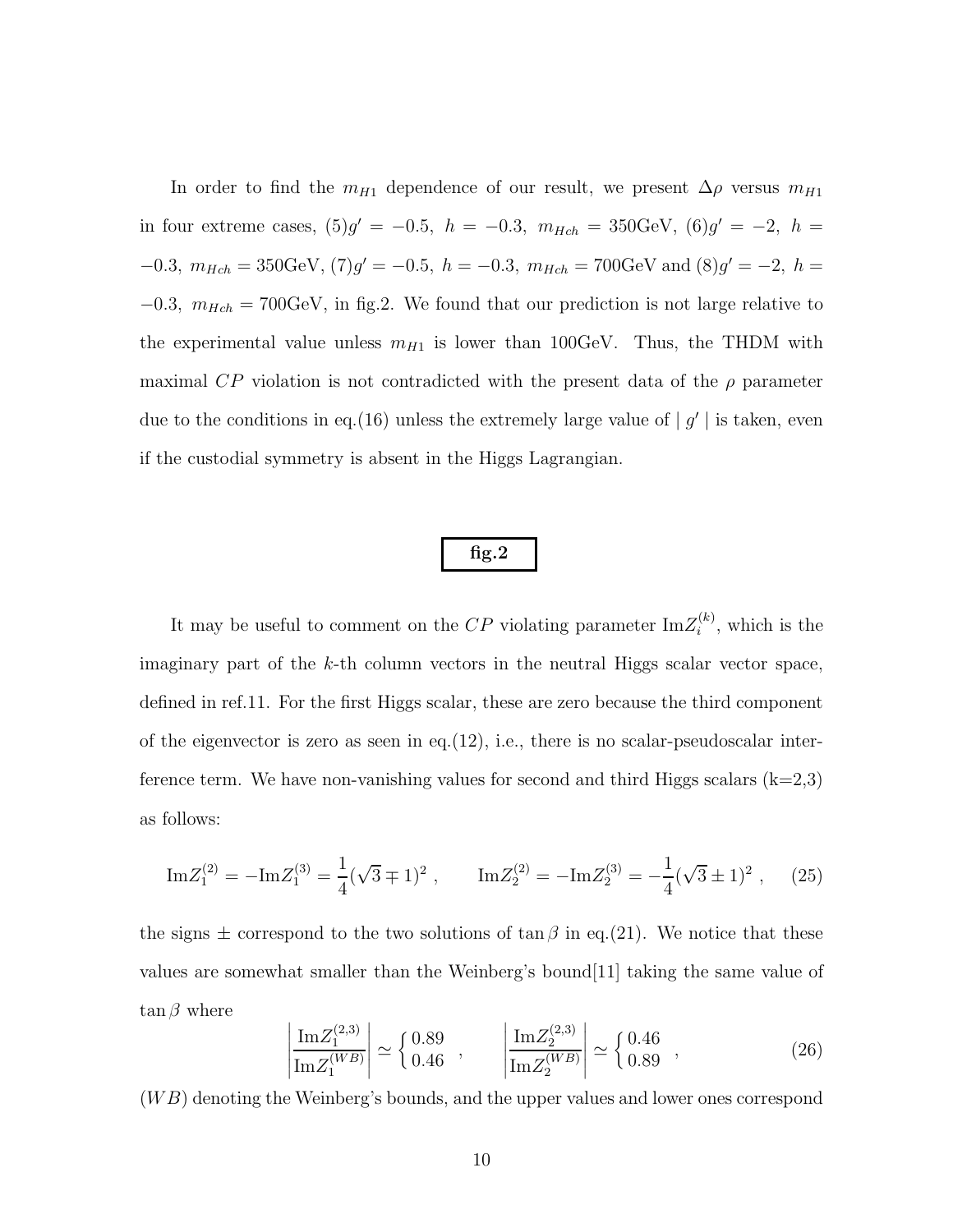In order to find the $m_{H1}$ dependence of our result, we present $\Delta\rho$ versus $m_{H1}$ in four extreme cases, (5)$g' = -0.5,\ h = -0.3,\ m_{Hch} = 350$GeV, (6)$g' = -2,\ h = -0.3,\ m_{Hch} = 350$GeV, (7)$g' = -0.5,\ h = -0.3,\ m_{Hch} = 700$GeV and (8)$g' = -2,\ h = -0.3,\ m_{Hch} = 700$GeV, in fig.2. We found that our prediction is not large relative to the experimental value unless $m_{H1}$ is lower than 100GeV. Thus, the THDM with maximal $CP$ violation is not contradicted with the present data of the $\rho$ parameter due to the conditions in eq.(16) unless the extremely large value of $\mid g' \mid$ is taken, even if the custodial symmetry is absent in the Higgs Lagrangian.

**fig.2**

It may be useful to comment on the $CP$ violating parameter $\mathrm{Im}Z_i^{(k)}$, which is the imaginary part of the $k$-th column vectors in the neutral Higgs scalar vector space, defined in ref.11. For the first Higgs scalar, these are zero because the third component of the eigenvector is zero as seen in eq.(12), i.e., there is no scalar-pseudoscalar interference term. We have non-vanishing values for second and third Higgs scalars (k=2,3) as follows:

$$\mathrm{Im}Z_1^{(2)} = -\mathrm{Im}Z_1^{(3)} = \frac{1}{4}(\sqrt{3} \mp 1)^2 \ , \qquad \mathrm{Im}Z_2^{(2)} = -\mathrm{Im}Z_2^{(3)} = -\frac{1}{4}(\sqrt{3} \pm 1)^2 \ , \tag{25}$$

the signs $\pm$ correspond to the two solutions of $\tan\beta$ in eq.(21). We notice that these values are somewhat smaller than the Weinberg's bound[11] taking the same value of $\tan\beta$ where

$$\left| \frac{\mathrm{Im}Z_1^{(2,3)}}{\mathrm{Im}Z_1^{(WB)}} \right| \simeq \begin{cases} 0.89 \\ 0.46 \end{cases} , \qquad \left| \frac{\mathrm{Im}Z_2^{(2,3)}}{\mathrm{Im}Z_2^{(WB)}} \right| \simeq \begin{cases} 0.46 \\ 0.89 \end{cases} , \tag{26}$$

$(WB)$ denoting the Weinberg's bounds, and the upper values and lower ones correspond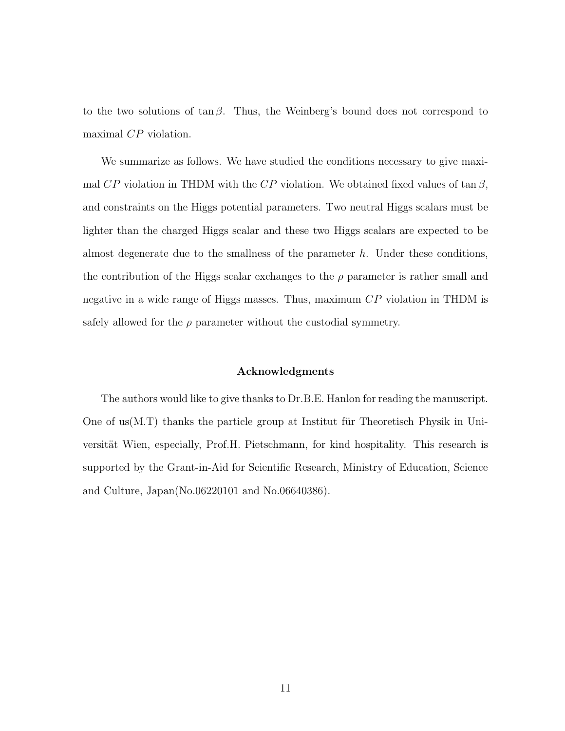to the two solutions of $\tan\beta$. Thus, the Weinberg's bound does not correspond to maximal $CP$ violation.

We summarize as follows. We have studied the conditions necessary to give maximal $CP$ violation in THDM with the $CP$ violation. We obtained fixed values of $\tan\beta$, and constraints on the Higgs potential parameters. Two neutral Higgs scalars must be lighter than the charged Higgs scalar and these two Higgs scalars are expected to be almost degenerate due to the smallness of the parameter $h$. Under these conditions, the contribution of the Higgs scalar exchanges to the $\rho$ parameter is rather small and negative in a wide range of Higgs masses. Thus, maximum $CP$ violation in THDM is safely allowed for the $\rho$ parameter without the custodial symmetry.

### Acknowledgments

The authors would like to give thanks to Dr.B.E. Hanlon for reading the manuscript. One of us(M.T) thanks the particle group at Institut für Theoretisch Physik in Universität Wien, especially, Prof.H. Pietschmann, for kind hospitality. This research is supported by the Grant-in-Aid for Scientific Research, Ministry of Education, Science and Culture, Japan(No.06220101 and No.06640386).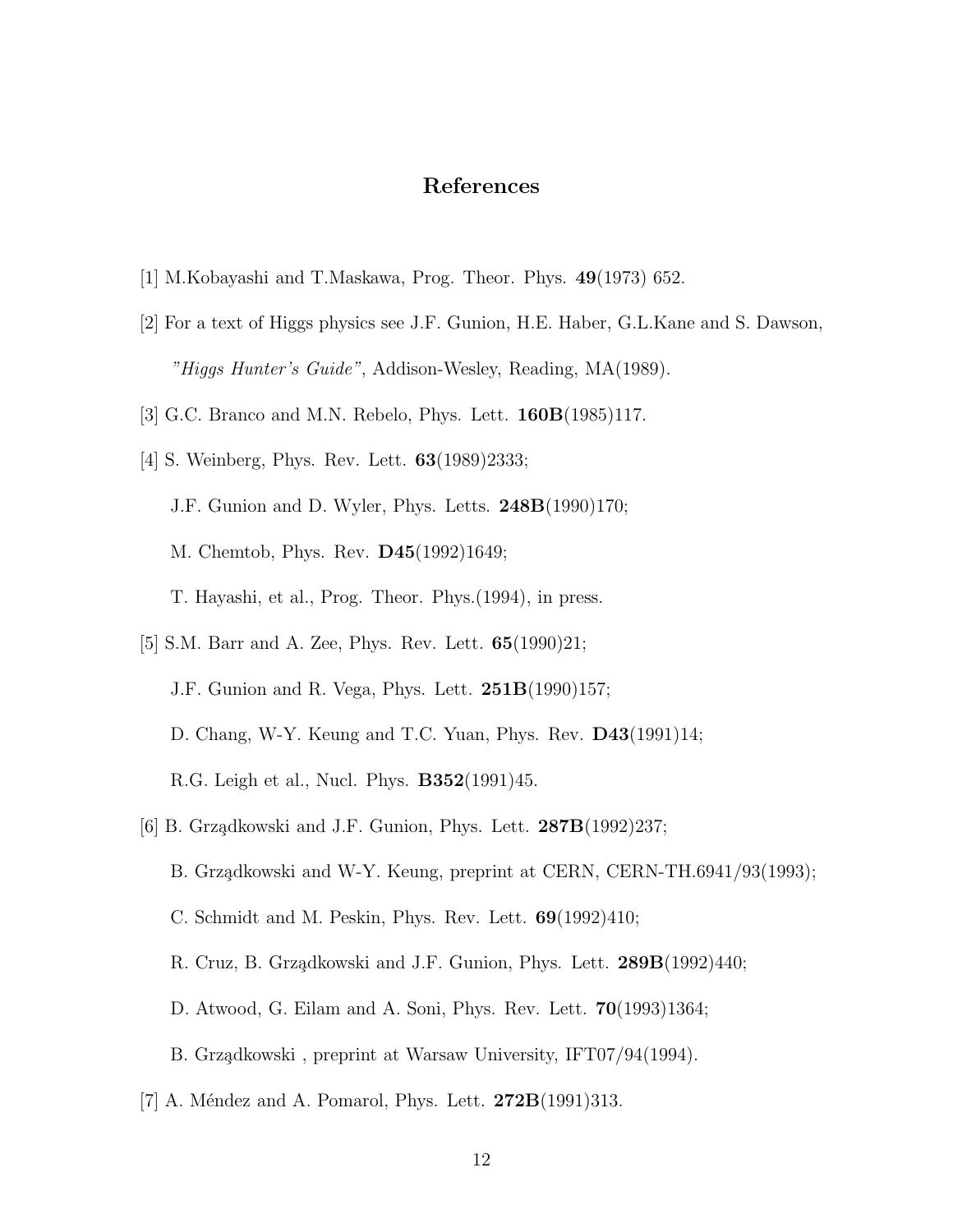# References

[1] M.Kobayashi and T.Maskawa, Prog. Theor. Phys. **49**(1973) 652.

[2] For a text of Higgs physics see J.F. Gunion, H.E. Haber, G.L.Kane and S. Dawson, *"Higgs Hunter's Guide"*, Addison-Wesley, Reading, MA(1989).

[3] G.C. Branco and M.N. Rebelo, Phys. Lett. **160B**(1985)117.

[4] S. Weinberg, Phys. Rev. Lett. **63**(1989)2333;

J.F. Gunion and D. Wyler, Phys. Letts. **248B**(1990)170;

M. Chemtob, Phys. Rev. **D45**(1992)1649;

T. Hayashi, et al., Prog. Theor. Phys.(1994), in press.

[5] S.M. Barr and A. Zee, Phys. Rev. Lett. **65**(1990)21;

J.F. Gunion and R. Vega, Phys. Lett. **251B**(1990)157;

D. Chang, W-Y. Keung and T.C. Yuan, Phys. Rev. **D43**(1991)14;

R.G. Leigh et al., Nucl. Phys. **B352**(1991)45.

[6] B. Grządkowski and J.F. Gunion, Phys. Lett. **287B**(1992)237;

B. Grządkowski and W-Y. Keung, preprint at CERN, CERN-TH.6941/93(1993);

C. Schmidt and M. Peskin, Phys. Rev. Lett. **69**(1992)410;

R. Cruz, B. Grządkowski and J.F. Gunion, Phys. Lett. **289B**(1992)440;

D. Atwood, G. Eilam and A. Soni, Phys. Rev. Lett. **70**(1993)1364;

B. Grządkowski , preprint at Warsaw University, IFT07/94(1994).

[7] A. Méndez and A. Pomarol, Phys. Lett. **272B**(1991)313.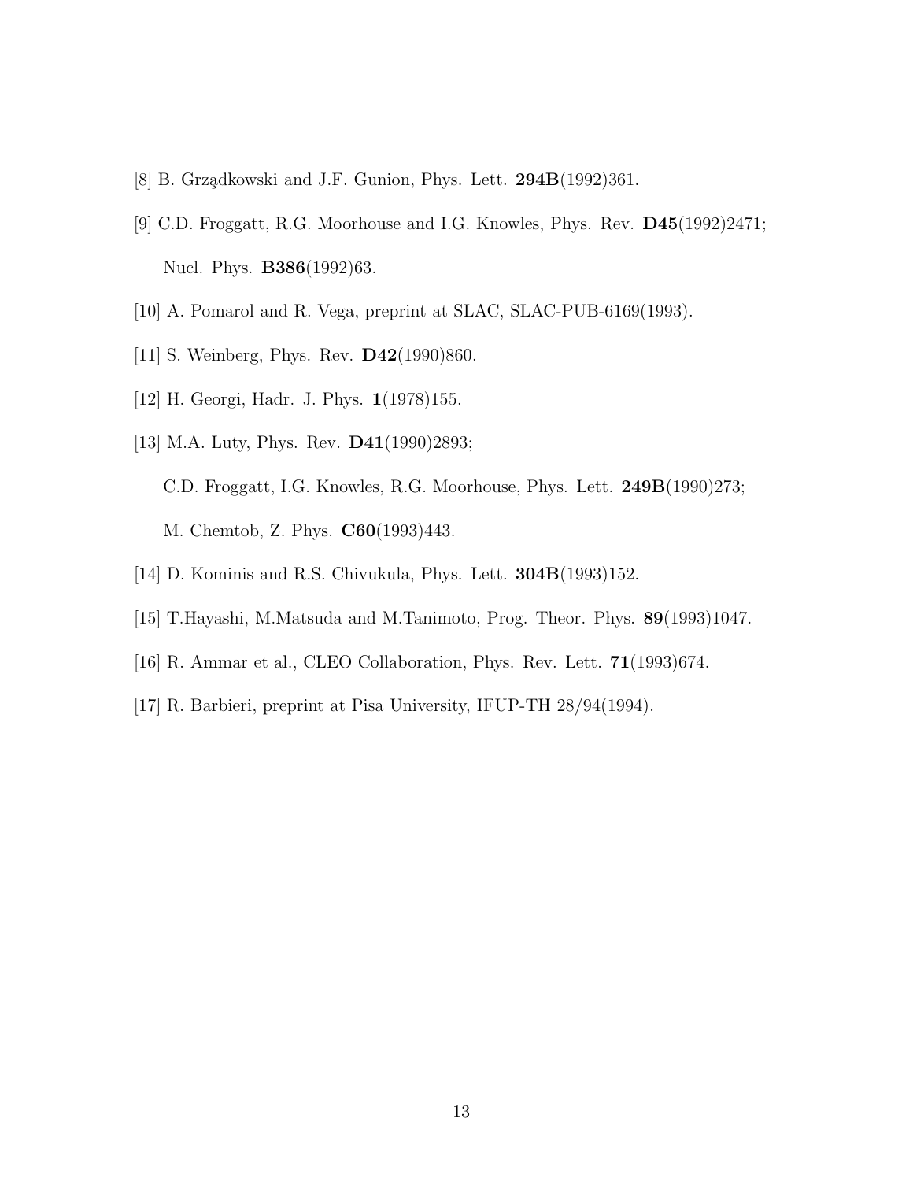[8] B. Grządkowski and J.F. Gunion, Phys. Lett. **294B**(1992)361.

[9] C.D. Froggatt, R.G. Moorhouse and I.G. Knowles, Phys. Rev. **D45**(1992)2471; Nucl. Phys. **B386**(1992)63.

[10] A. Pomarol and R. Vega, preprint at SLAC, SLAC-PUB-6169(1993).

[11] S. Weinberg, Phys. Rev. **D42**(1990)860.

[12] H. Georgi, Hadr. J. Phys. **1**(1978)155.

[13] M.A. Luty, Phys. Rev. **D41**(1990)2893;
C.D. Froggatt, I.G. Knowles, R.G. Moorhouse, Phys. Lett. **249B**(1990)273;
M. Chemtob, Z. Phys. **C60**(1993)443.

[14] D. Kominis and R.S. Chivukula, Phys. Lett. **304B**(1993)152.

[15] T.Hayashi, M.Matsuda and M.Tanimoto, Prog. Theor. Phys. **89**(1993)1047.

[16] R. Ammar et al., CLEO Collaboration, Phys. Rev. Lett. **71**(1993)674.

[17] R. Barbieri, preprint at Pisa University, IFUP-TH 28/94(1994).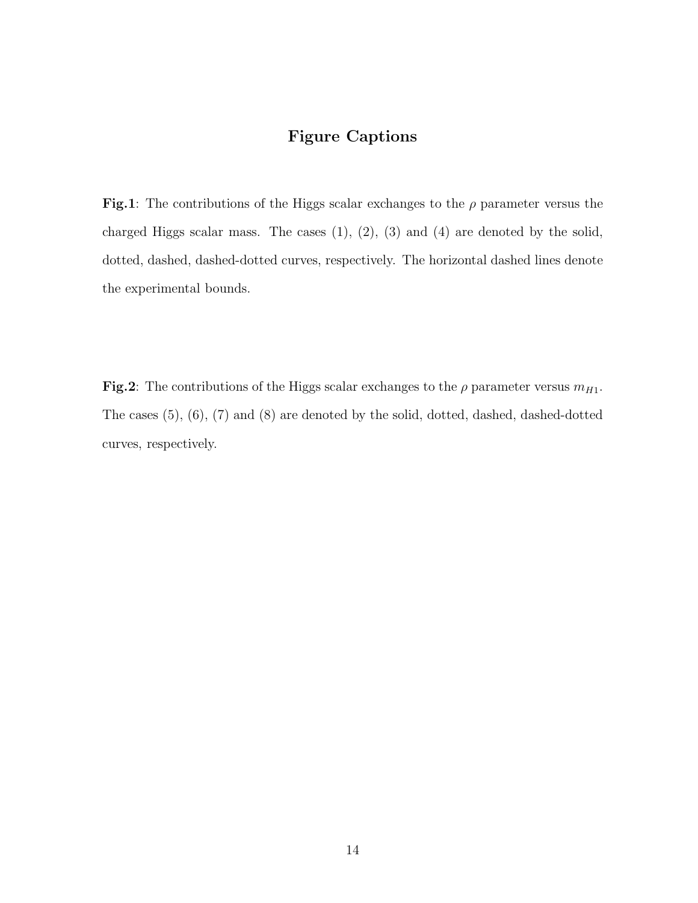## Figure Captions

**Fig.1**: The contributions of the Higgs scalar exchanges to the $\rho$ parameter versus the charged Higgs scalar mass. The cases (1), (2), (3) and (4) are denoted by the solid, dotted, dashed, dashed-dotted curves, respectively. The horizontal dashed lines denote the experimental bounds.

**Fig.2**: The contributions of the Higgs scalar exchanges to the $\rho$ parameter versus $m_{H1}$. The cases (5), (6), (7) and (8) are denoted by the solid, dotted, dashed, dashed-dotted curves, respectively.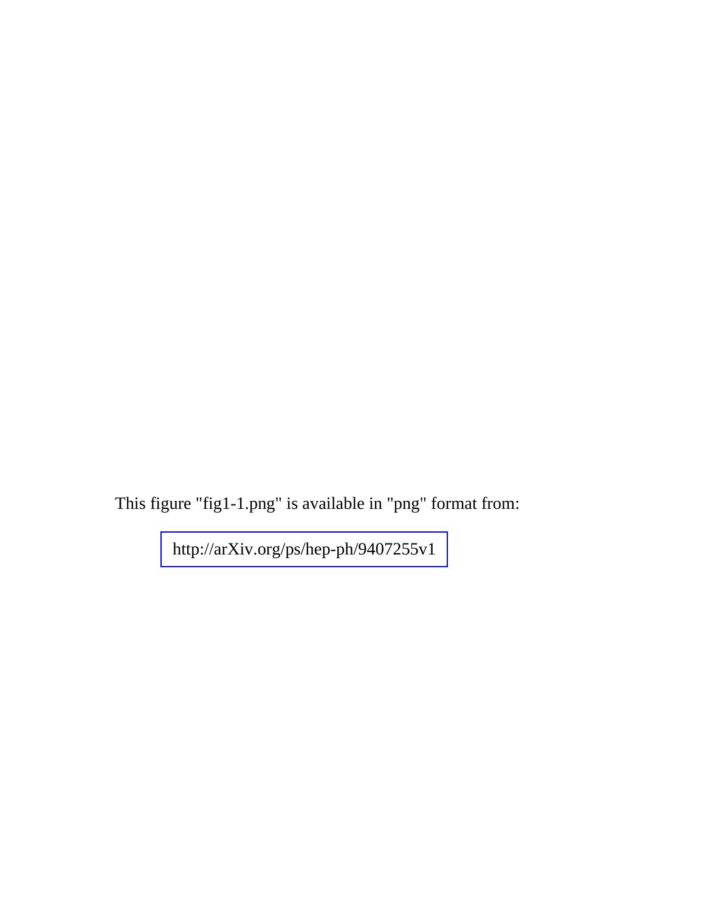This figure "fig1-1.png" is available in "png" format from:

http://arXiv.org/ps/hep-ph/9407255v1